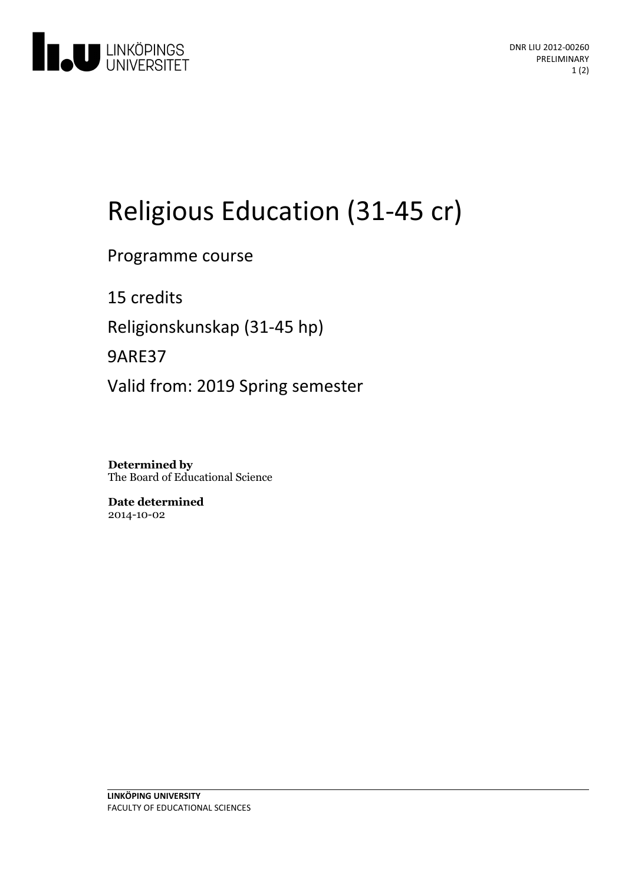DNR LIU 2012-00260
PRELIMINARY

# Religious Education (31-45 cr)

Programme course

15 credits

Religionskunskap (31-45 hp)

9ARE37

Valid from: 2019 Spring semester

**Determined by**
The Board of Educational Science

**Date determined**
2014-10-02

**LINKÖPING UNIVERSITY**
FACULTY OF EDUCATIONAL SCIENCES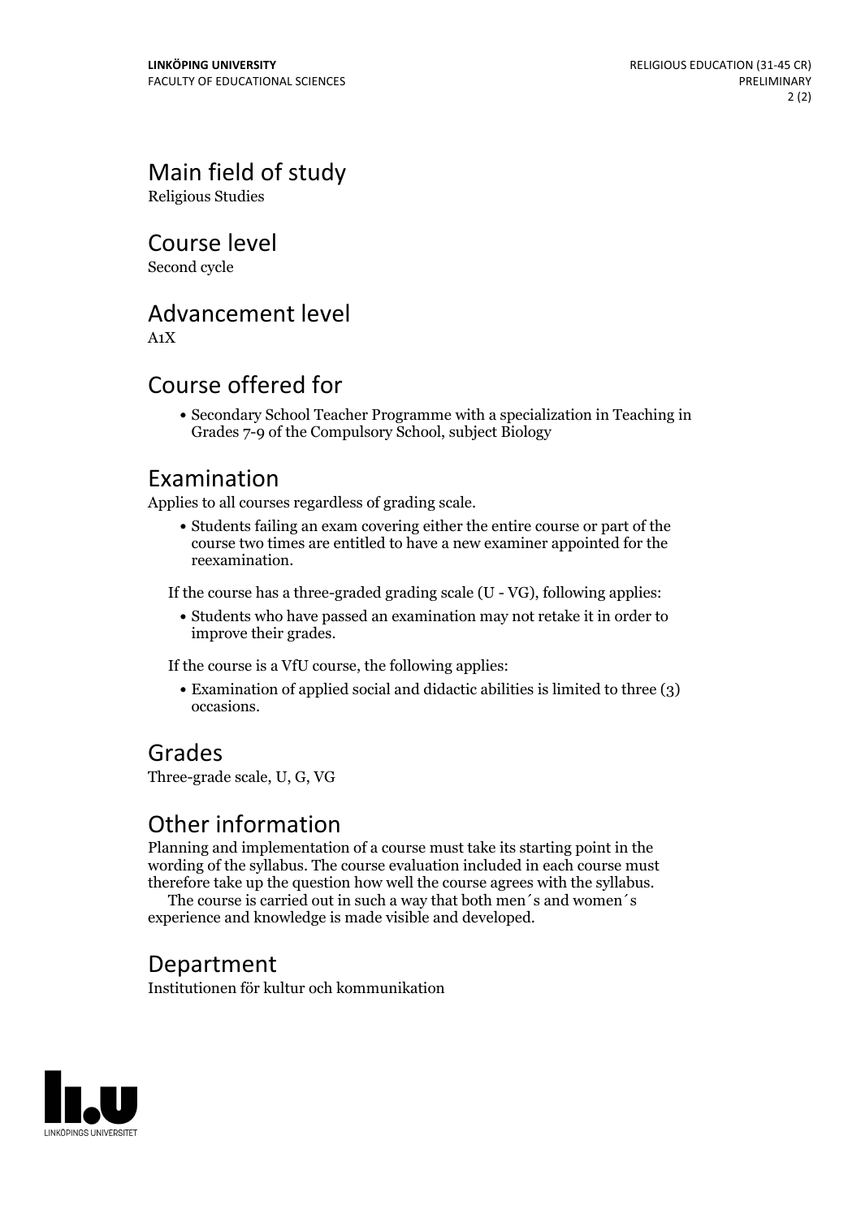## Main field of study

Religious Studies

## Course level

Second cycle

## Advancement level

A1X

## Course offered for

- Secondary School Teacher Programme with a specialization in Teaching in Grades 7-9 of the Compulsory School, subject Biology

## Examination

Applies to all courses regardless of grading scale.

- Students failing an exam covering either the entire course or part of the course two times are entitled to have a new examiner appointed for the reexamination.

If the course has a three-graded grading scale (U - VG), following applies:

- Students who have passed an examination may not retake it in order to improve their grades.

If the course is a VfU course, the following applies:

- Examination of applied social and didactic abilities is limited to three (3) occasions.

## Grades

Three-grade scale, U, G, VG

## Other information

Planning and implementation of a course must take its starting point in the wording of the syllabus. The course evaluation included in each course must therefore take up the question how well the course agrees with the syllabus.

The course is carried out in such a way that both men´s and women´s experience and knowledge is made visible and developed.

## Department

Institutionen för kultur och kommunikation